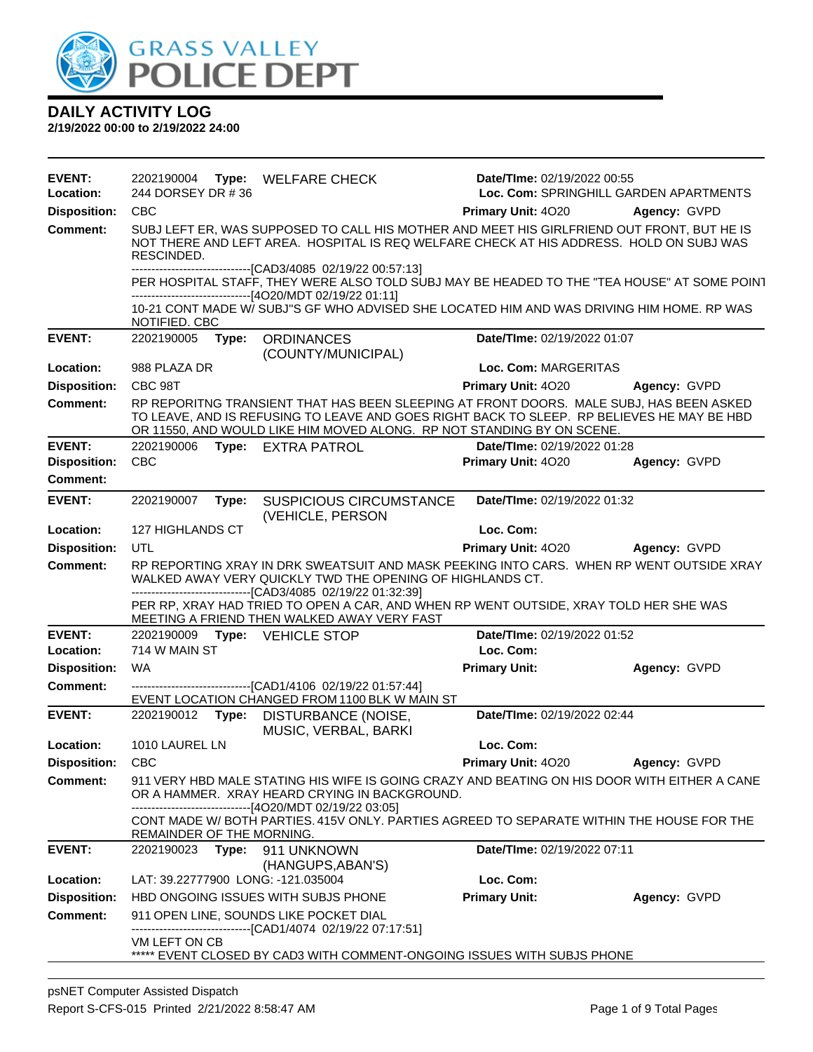# DAILY ACTIVITY LOG

**2/19/2022 00:00 to 2/19/2022 24:00**

---

**EVENT:** 2202190004 **Type:** WELFARE CHECK **Date/TIme:** 02/19/2022 00:55
**Location:** 244 DORSEY DR # 36 **Loc. Com:** SPRINGHILL GARDEN APARTMENTS
**Disposition:** CBC **Primary Unit:** 4O20 **Agency:** GVPD
**Comment:** SUBJ LEFT ER, WAS SUPPOSED TO CALL HIS MOTHER AND MEET HIS GIRLFRIEND OUT FRONT, BUT HE IS NOT THERE AND LEFT AREA. HOSPITAL IS REQ WELFARE CHECK AT HIS ADDRESS. HOLD ON SUBJ WAS RESCINDED.

------------------------------[CAD3/4085 02/19/22 00:57:13]

PER HOSPITAL STAFF, THEY WERE ALSO TOLD SUBJ MAY BE HEADED TO THE "TEA HOUSE" AT SOME POINT

------------------------------[4O20/MDT 02/19/22 01:11]

10-21 CONT MADE W/ SUBJ"S GF WHO ADVISED SHE LOCATED HIM AND WAS DRIVING HIM HOME. RP WAS NOTIFIED. CBC

---

**EVENT:** 2202190005 **Type:** ORDINANCES (COUNTY/MUNICIPAL) **Date/TIme:** 02/19/2022 01:07
**Location:** 988 PLAZA DR **Loc. Com:** MARGERITAS
**Disposition:** CBC 98T **Primary Unit:** 4O20 **Agency:** GVPD
**Comment:** RP REPORITNG TRANSIENT THAT HAS BEEN SLEEPING AT FRONT DOORS. MALE SUBJ, HAS BEEN ASKED TO LEAVE, AND IS REFUSING TO LEAVE AND GOES RIGHT BACK TO SLEEP. RP BELIEVES HE MAY BE HBD OR 11550, AND WOULD LIKE HIM MOVED ALONG. RP NOT STANDING BY ON SCENE.

---

**EVENT:** 2202190006 **Type:** EXTRA PATROL **Date/TIme:** 02/19/2022 01:28
**Disposition:** CBC **Primary Unit:** 4O20 **Agency:** GVPD
**Comment:**

---

**EVENT:** 2202190007 **Type:** SUSPICIOUS CIRCUMSTANCE (VEHICLE, PERSON **Date/TIme:** 02/19/2022 01:32
**Location:** 127 HIGHLANDS CT **Loc. Com:**
**Disposition:** UTL **Primary Unit:** 4O20 **Agency:** GVPD
**Comment:** RP REPORTING XRAY IN DRK SWEATSUIT AND MASK PEEKING INTO CARS. WHEN RP WENT OUTSIDE XRAY WALKED AWAY VERY QUICKLY TWD THE OPENING OF HIGHLANDS CT.

------------------------------[CAD3/4085 02/19/22 01:32:39]

PER RP, XRAY HAD TRIED TO OPEN A CAR, AND WHEN RP WENT OUTSIDE, XRAY TOLD HER SHE WAS MEETING A FRIEND THEN WALKED AWAY VERY FAST

---

**EVENT:** 2202190009 **Type:** VEHICLE STOP **Date/TIme:** 02/19/2022 01:52
**Location:** 714 W MAIN ST **Loc. Com:**
**Disposition:** WA **Primary Unit:** **Agency:** GVPD
**Comment:** ------------------------------[CAD1/4106 02/19/22 01:57:44]

EVENT LOCATION CHANGED FROM 1100 BLK W MAIN ST

---

**EVENT:** 2202190012 **Type:** DISTURBANCE (NOISE, MUSIC, VERBAL, BARKI **Date/TIme:** 02/19/2022 02:44
**Location:** 1010 LAUREL LN **Loc. Com:**
**Disposition:** CBC **Primary Unit:** 4O20 **Agency:** GVPD
**Comment:** 911 VERY HBD MALE STATING HIS WIFE IS GOING CRAZY AND BEATING ON HIS DOOR WITH EITHER A CANE OR A HAMMER. XRAY HEARD CRYING IN BACKGROUND.

------------------------------[4O20/MDT 02/19/22 03:05]

CONT MADE W/ BOTH PARTIES. 415V ONLY. PARTIES AGREED TO SEPARATE WITHIN THE HOUSE FOR THE REMAINDER OF THE MORNING.

---

**EVENT:** 2202190023 **Type:** 911 UNKNOWN (HANGUPS,ABAN'S) **Date/TIme:** 02/19/2022 07:11
**Location:** LAT: 39.22777900 LONG: -121.035004 **Loc. Com:**
**Disposition:** HBD ONGOING ISSUES WITH SUBJS PHONE **Primary Unit:** **Agency:** GVPD
**Comment:** 911 OPEN LINE, SOUNDS LIKE POCKET DIAL

------------------------------[CAD1/4074 02/19/22 07:17:51]

VM LEFT ON CB

***** EVENT CLOSED BY CAD3 WITH COMMENT-ONGOING ISSUES WITH SUBJS PHONE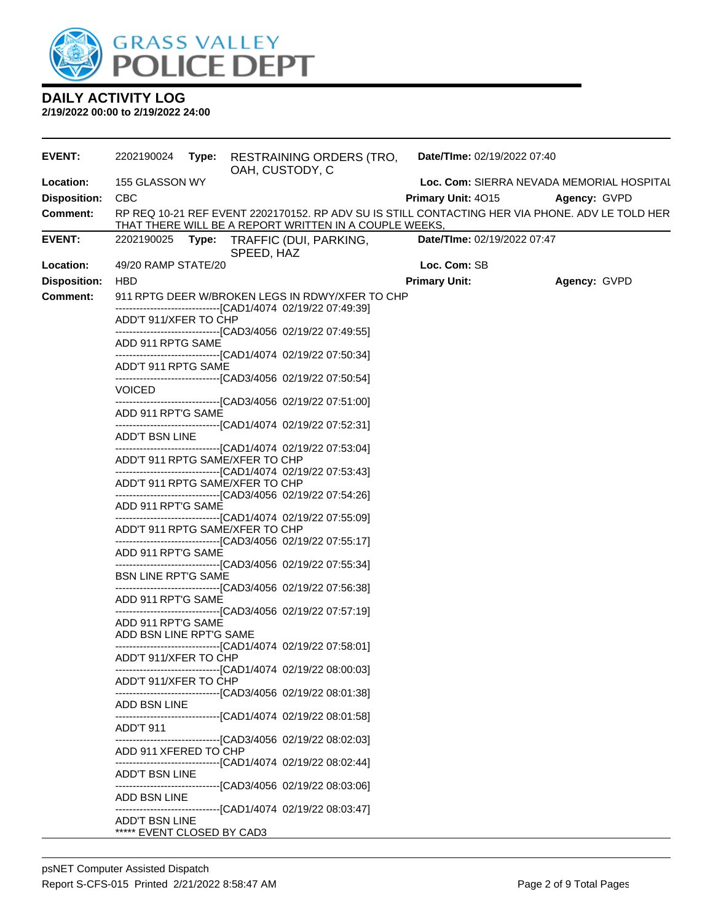# GRASS VALLEY POLICE DEPT

## DAILY ACTIVITY LOG

**2/19/2022 00:00 to 2/19/2022 24:00**

**EVENT:** 2202190024 **Type:** RESTRAINING ORDERS (TRO, OAH, CUSTODY, C **Date/TIme:** 02/19/2022 07:40
**Location:** 155 GLASSON WY **Loc. Com:** SIERRA NEVADA MEMORIAL HOSPITAL
**Disposition:** CBC **Primary Unit:** 4O15 **Agency:** GVPD
**Comment:** RP REQ 10-21 REF EVENT 2202170152. RP ADV SU IS STILL CONTACTING HER VIA PHONE. ADV LE TOLD HER THAT THERE WILL BE A REPORT WRITTEN IN A COUPLE WEEKS,

**EVENT:** 2202190025 **Type:** TRAFFIC (DUI, PARKING, SPEED, HAZ **Date/TIme:** 02/19/2022 07:47
**Location:** 49/20 RAMP STATE/20 **Loc. Com:** SB
**Disposition:** HBD **Primary Unit:** **Agency:** GVPD
**Comment:** 911 RPTG DEER W/BROKEN LEGS IN RDWY/XFER TO CHP
------------------------------[CAD1/4074 02/19/22 07:49:39]
ADD'T 911/XFER TO CHP
------------------------------[CAD3/4056 02/19/22 07:49:55]
ADD 911 RPTG SAME
------------------------------[CAD1/4074 02/19/22 07:50:34]
ADD'T 911 RPTG SAME
------------------------------[CAD3/4056 02/19/22 07:50:54]
VOICED
------------------------------[CAD3/4056 02/19/22 07:51:00]
ADD 911 RPT'G SAME
------------------------------[CAD1/4074 02/19/22 07:52:31]
ADD'T BSN LINE
------------------------------[CAD1/4074 02/19/22 07:53:04]
ADD'T 911 RPTG SAME/XFER TO CHP
------------------------------[CAD1/4074 02/19/22 07:53:43]
ADD'T 911 RPTG SAME/XFER TO CHP
------------------------------[CAD3/4056 02/19/22 07:54:26]
ADD 911 RPT'G SAME
------------------------------[CAD1/4074 02/19/22 07:55:09]
ADD'T 911 RPTG SAME/XFER TO CHP
------------------------------[CAD3/4056 02/19/22 07:55:17]
ADD 911 RPT'G SAME
------------------------------[CAD3/4056 02/19/22 07:55:34]
BSN LINE RPT'G SAME
------------------------------[CAD3/4056 02/19/22 07:56:38]
ADD 911 RPT'G SAME
------------------------------[CAD3/4056 02/19/22 07:57:19]
ADD 911 RPT'G SAME
ADD BSN LINE RPT'G SAME
------------------------------[CAD1/4074 02/19/22 07:58:01]
ADD'T 911/XFER TO CHP
------------------------------[CAD1/4074 02/19/22 08:00:03]
ADD'T 911/XFER TO CHP
------------------------------[CAD3/4056 02/19/22 08:01:38]
ADD BSN LINE
------------------------------[CAD1/4074 02/19/22 08:01:58]
ADD'T 911
------------------------------[CAD3/4056 02/19/22 08:02:03]
ADD 911 XFERED TO CHP
------------------------------[CAD1/4074 02/19/22 08:02:44]
ADD'T BSN LINE
------------------------------[CAD3/4056 02/19/22 08:03:06]
ADD BSN LINE
------------------------------[CAD1/4074 02/19/22 08:03:47]
ADD'T BSN LINE
***** EVENT CLOSED BY CAD3

psNET Computer Assisted Dispatch
Report S-CFS-015 Printed 2/21/2022 8:58:47 AM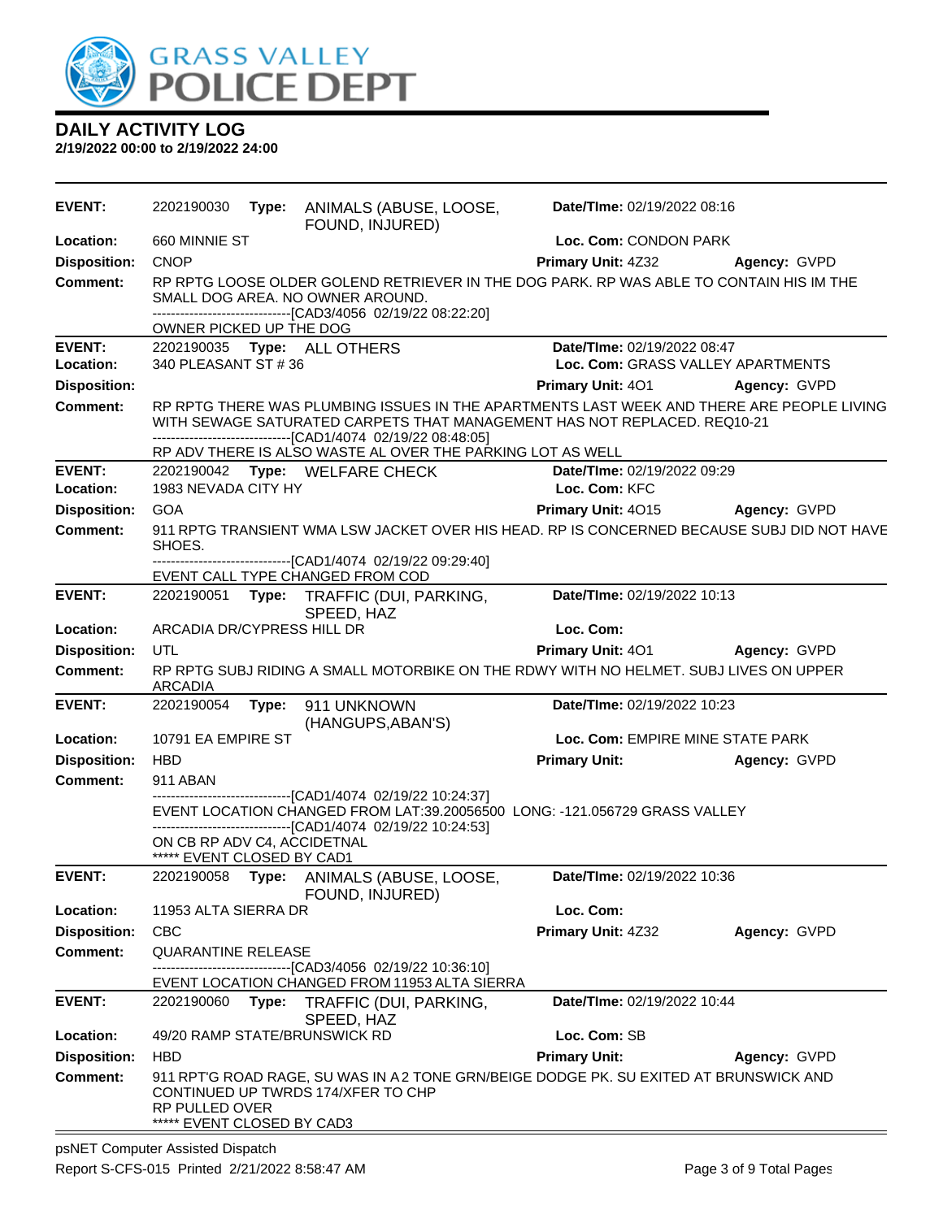# DAILY ACTIVITY LOG

**2/19/2022 00:00 to 2/19/2022 24:00**

---

**EVENT:** 2202190030 **Type:** ANIMALS (ABUSE, LOOSE, FOUND, INJURED) **Date/TIme:** 02/19/2022 08:16
**Location:** 660 MINNIE ST **Loc. Com:** CONDON PARK
**Disposition:** CNOP **Primary Unit:** 4Z32 **Agency:** GVPD
**Comment:** RP RPTG LOOSE OLDER GOLEND RETRIEVER IN THE DOG PARK. RP WAS ABLE TO CONTAIN HIS IM THE SMALL DOG AREA. NO OWNER AROUND.
------------------------------[CAD3/4056 02/19/22 08:22:20]
OWNER PICKED UP THE DOG

---

**EVENT:** 2202190035 **Type:** ALL OTHERS **Date/TIme:** 02/19/2022 08:47
**Location:** 340 PLEASANT ST # 36 **Loc. Com:** GRASS VALLEY APARTMENTS
**Disposition:** **Primary Unit:** 4O1 **Agency:** GVPD
**Comment:** RP RPTG THERE WAS PLUMBING ISSUES IN THE APARTMENTS LAST WEEK AND THERE ARE PEOPLE LIVING WITH SEWAGE SATURATED CARPETS THAT MANAGEMENT HAS NOT REPLACED. REQ10-21
------------------------------[CAD1/4074 02/19/22 08:48:05]
RP ADV THERE IS ALSO WASTE AL OVER THE PARKING LOT AS WELL

---

**EVENT:** 2202190042 **Type:** WELFARE CHECK **Date/TIme:** 02/19/2022 09:29
**Location:** 1983 NEVADA CITY HY **Loc. Com:** KFC
**Disposition:** GOA **Primary Unit:** 4O15 **Agency:** GVPD
**Comment:** 911 RPTG TRANSIENT WMA LSW JACKET OVER HIS HEAD. RP IS CONCERNED BECAUSE SUBJ DID NOT HAVE SHOES.
------------------------------[CAD1/4074 02/19/22 09:29:40]
EVENT CALL TYPE CHANGED FROM COD

---

**EVENT:** 2202190051 **Type:** TRAFFIC (DUI, PARKING, SPEED, HAZ **Date/TIme:** 02/19/2022 10:13
**Location:** ARCADIA DR/CYPRESS HILL DR **Loc. Com:**
**Disposition:** UTL **Primary Unit:** 4O1 **Agency:** GVPD
**Comment:** RP RPTG SUBJ RIDING A SMALL MOTORBIKE ON THE RDWY WITH NO HELMET. SUBJ LIVES ON UPPER ARCADIA

---

**EVENT:** 2202190054 **Type:** 911 UNKNOWN (HANGUPS,ABAN'S) **Date/TIme:** 02/19/2022 10:23
**Location:** 10791 EA EMPIRE ST **Loc. Com:** EMPIRE MINE STATE PARK
**Disposition:** HBD **Primary Unit:** **Agency:** GVPD
**Comment:** 911 ABAN
------------------------------[CAD1/4074 02/19/22 10:24:37]
EVENT LOCATION CHANGED FROM LAT:39.20056500 LONG: -121.056729 GRASS VALLEY
------------------------------[CAD1/4074 02/19/22 10:24:53]
ON CB RP ADV C4, ACCIDETNAL
***** EVENT CLOSED BY CAD1

---

**EVENT:** 2202190058 **Type:** ANIMALS (ABUSE, LOOSE, FOUND, INJURED) **Date/TIme:** 02/19/2022 10:36
**Location:** 11953 ALTA SIERRA DR **Loc. Com:**
**Disposition:** CBC **Primary Unit:** 4Z32 **Agency:** GVPD
**Comment:** QUARANTINE RELEASE
------------------------------[CAD3/4056 02/19/22 10:36:10]
EVENT LOCATION CHANGED FROM 11953 ALTA SIERRA

---

**EVENT:** 2202190060 **Type:** TRAFFIC (DUI, PARKING, SPEED, HAZ **Date/TIme:** 02/19/2022 10:44
**Location:** 49/20 RAMP STATE/BRUNSWICK RD **Loc. Com:** SB
**Disposition:** HBD **Primary Unit:** **Agency:** GVPD
**Comment:** 911 RPT'G ROAD RAGE, SU WAS IN A 2 TONE GRN/BEIGE DODGE PK. SU EXITED AT BRUNSWICK AND CONTINUED UP TWRDS 174/XFER TO CHP
RP PULLED OVER
***** EVENT CLOSED BY CAD3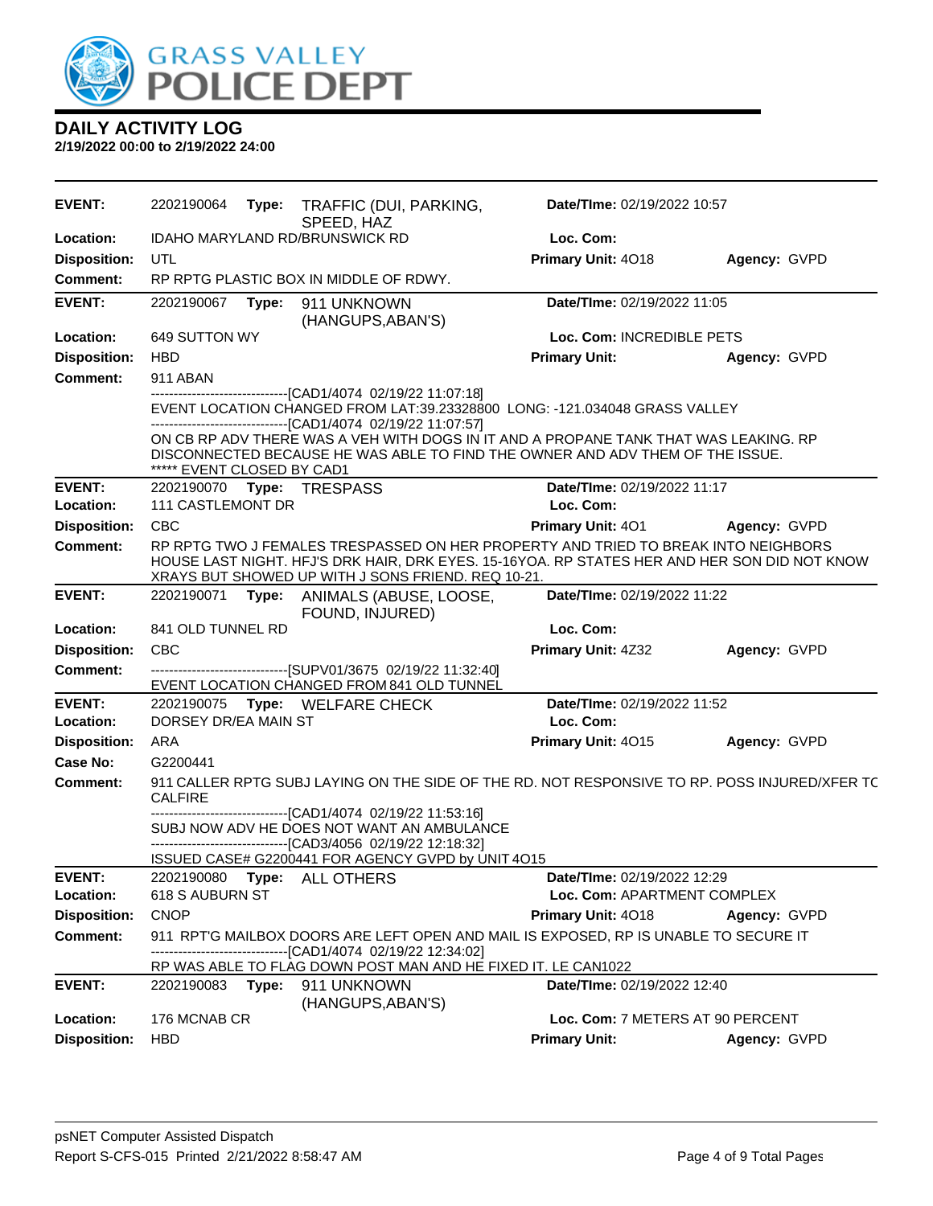# DAILY ACTIVITY LOG

**2/19/2022 00:00 to 2/19/2022 24:00**

---

**EVENT:** 2202190064 **Type:** TRAFFIC (DUI, PARKING, SPEED, HAZ **Date/TIme:** 02/19/2022 10:57
**Location:** IDAHO MARYLAND RD/BRUNSWICK RD **Loc. Com:**
**Disposition:** UTL **Primary Unit:** 4O18 **Agency:** GVPD
**Comment:** RP RPTG PLASTIC BOX IN MIDDLE OF RDWY.

---

**EVENT:** 2202190067 **Type:** 911 UNKNOWN (HANGUPS,ABAN'S) **Date/TIme:** 02/19/2022 11:05
**Location:** 649 SUTTON WY **Loc. Com:** INCREDIBLE PETS
**Disposition:** HBD **Primary Unit:** **Agency:** GVPD
**Comment:** 911 ABAN

------------------------------[CAD1/4074 02/19/22 11:07:18]
EVENT LOCATION CHANGED FROM LAT:39.23328800 LONG: -121.034048 GRASS VALLEY
------------------------------[CAD1/4074 02/19/22 11:07:57]
ON CB RP ADV THERE WAS A VEH WITH DOGS IN IT AND A PROPANE TANK THAT WAS LEAKING. RP DISCONNECTED BECAUSE HE WAS ABLE TO FIND THE OWNER AND ADV THEM OF THE ISSUE.
***** EVENT CLOSED BY CAD1

---

**EVENT:** 2202190070 **Type:** TRESPASS **Date/TIme:** 02/19/2022 11:17
**Location:** 111 CASTLEMONT DR **Loc. Com:**
**Disposition:** CBC **Primary Unit:** 4O1 **Agency:** GVPD
**Comment:** RP RPTG TWO J FEMALES TRESPASSED ON HER PROPERTY AND TRIED TO BREAK INTO NEIGHBORS HOUSE LAST NIGHT. HFJ'S DRK HAIR, DRK EYES. 15-16YOA. RP STATES HER AND HER SON DID NOT KNOW XRAYS BUT SHOWED UP WITH J SONS FRIEND. REQ 10-21.

---

**EVENT:** 2202190071 **Type:** ANIMALS (ABUSE, LOOSE, FOUND, INJURED) **Date/TIme:** 02/19/2022 11:22
**Location:** 841 OLD TUNNEL RD **Loc. Com:**
**Disposition:** CBC **Primary Unit:** 4Z32 **Agency:** GVPD
**Comment:** ------------------------------[SUPV01/3675 02/19/22 11:32:40]
EVENT LOCATION CHANGED FROM 841 OLD TUNNEL

---

**EVENT:** 2202190075 **Type:** WELFARE CHECK **Date/TIme:** 02/19/2022 11:52
**Location:** DORSEY DR/EA MAIN ST **Loc. Com:**
**Disposition:** ARA **Primary Unit:** 4O15 **Agency:** GVPD
**Case No:** G2200441
**Comment:** 911 CALLER RPTG SUBJ LAYING ON THE SIDE OF THE RD. NOT RESPONSIVE TO RP. POSS INJURED/XFER TO CALFIRE

------------------------------[CAD1/4074 02/19/22 11:53:16]
SUBJ NOW ADV HE DOES NOT WANT AN AMBULANCE
------------------------------[CAD3/4056 02/19/22 12:18:32]
ISSUED CASE# G2200441 FOR AGENCY GVPD by UNIT 4O15

---

**EVENT:** 2202190080 **Type:** ALL OTHERS **Date/TIme:** 02/19/2022 12:29
**Location:** 618 S AUBURN ST **Loc. Com:** APARTMENT COMPLEX
**Disposition:** CNOP **Primary Unit:** 4O18 **Agency:** GVPD
**Comment:** 911 RPT'G MAILBOX DOORS ARE LEFT OPEN AND MAIL IS EXPOSED, RP IS UNABLE TO SECURE IT

------------------------------[CAD1/4074 02/19/22 12:34:02]
RP WAS ABLE TO FLAG DOWN POST MAN AND HE FIXED IT. LE CAN1022

---

**EVENT:** 2202190083 **Type:** 911 UNKNOWN (HANGUPS,ABAN'S) **Date/TIme:** 02/19/2022 12:40
**Location:** 176 MCNAB CR **Loc. Com:** 7 METERS AT 90 PERCENT
**Disposition:** HBD **Primary Unit:** **Agency:** GVPD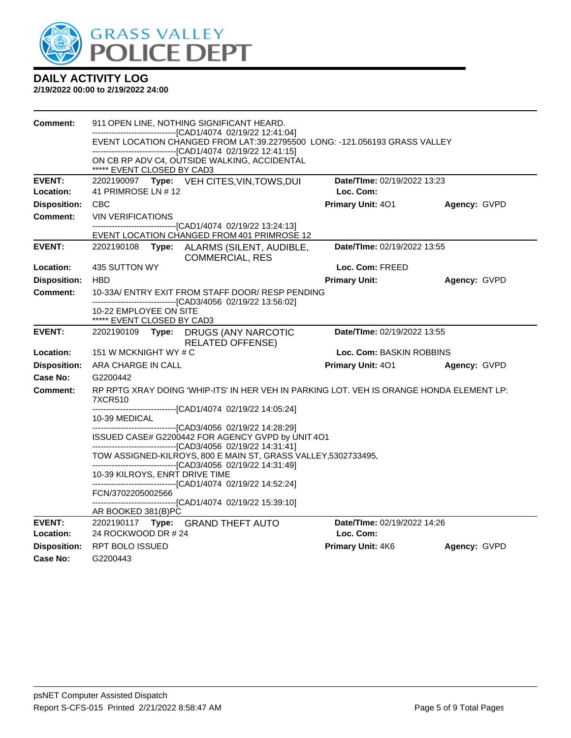# DAILY ACTIVITY LOG

**2/19/2022 00:00 to 2/19/2022 24:00**

**Comment:** 911 OPEN LINE, NOTHING SIGNIFICANT HEARD.
------------------------------[CAD1/4074 02/19/22 12:41:04]
EVENT LOCATION CHANGED FROM LAT:39.22795500 LONG: -121.056193 GRASS VALLEY
------------------------------[CAD1/4074 02/19/22 12:41:15]
ON CB RP ADV C4, OUTSIDE WALKING, ACCIDENTAL
***** EVENT CLOSED BY CAD3

---

**EVENT:** 2202190097 **Type:** VEH CITES,VIN,TOWS,DUI **Date/TIme:** 02/19/2022 13:23
**Location:** 41 PRIMROSE LN # 12 **Loc. Com:**
**Disposition:** CBC **Primary Unit:** 4O1 **Agency:** GVPD
**Comment:** VIN VERIFICATIONS
------------------------------[CAD1/4074 02/19/22 13:24:13]
EVENT LOCATION CHANGED FROM 401 PRIMROSE 12

---

**EVENT:** 2202190108 **Type:** ALARMS (SILENT, AUDIBLE, COMMERCIAL, RES **Date/TIme:** 02/19/2022 13:55
**Location:** 435 SUTTON WY **Loc. Com:** FREED
**Disposition:** HBD **Primary Unit:** **Agency:** GVPD
**Comment:** 10-33A/ ENTRY EXIT FROM STAFF DOOR/ RESP PENDING
------------------------------[CAD3/4056 02/19/22 13:56:02]
10-22 EPLOYEE ON SITE
***** EVENT CLOSED BY CAD3

---

**EVENT:** 2202190109 **Type:** DRUGS (ANY NARCOTIC RELATED OFFENSE) **Date/TIme:** 02/19/2022 13:55
**Location:** 151 W MCKNIGHT WY # C **Loc. Com:** BASKIN ROBBINS
**Disposition:** ARA CHARGE IN CALL **Primary Unit:** 4O1 **Agency:** GVPD
**Case No:** G2200442
**Comment:** RP RPTG XRAY DOING 'WHIP-ITS' IN HER VEH IN PARKING LOT. VEH IS ORANGE HONDA ELEMENT LP: 7XCR510
------------------------------[CAD1/4074 02/19/22 14:05:24]
10-39 MEDICAL
------------------------------[CAD3/4056 02/19/22 14:28:29]
ISSUED CASE# G2200442 FOR AGENCY GVPD by UNIT 4O1
------------------------------[CAD3/4056 02/19/22 14:31:41]
TOW ASSIGNED-KILROYS, 800 E MAIN ST, GRASS VALLEY,5302733495,
------------------------------[CAD3/4056 02/19/22 14:31:49]
10-39 KILROYS, ENRT DRIVE TIME
------------------------------[CAD1/4074 02/19/22 14:52:24]
FCN/3702205002566
------------------------------[CAD1/4074 02/19/22 15:39:10]
AR BOOKED 381(B)PC

---

**EVENT:** 2202190117 **Type:** GRAND THEFT AUTO **Date/TIme:** 02/19/2022 14:26
**Location:** 24 ROCKWOOD DR # 24 **Loc. Com:**
**Disposition:** RPT BOLO ISSUED **Primary Unit:** 4K6 **Agency:** GVPD
**Case No:** G2200443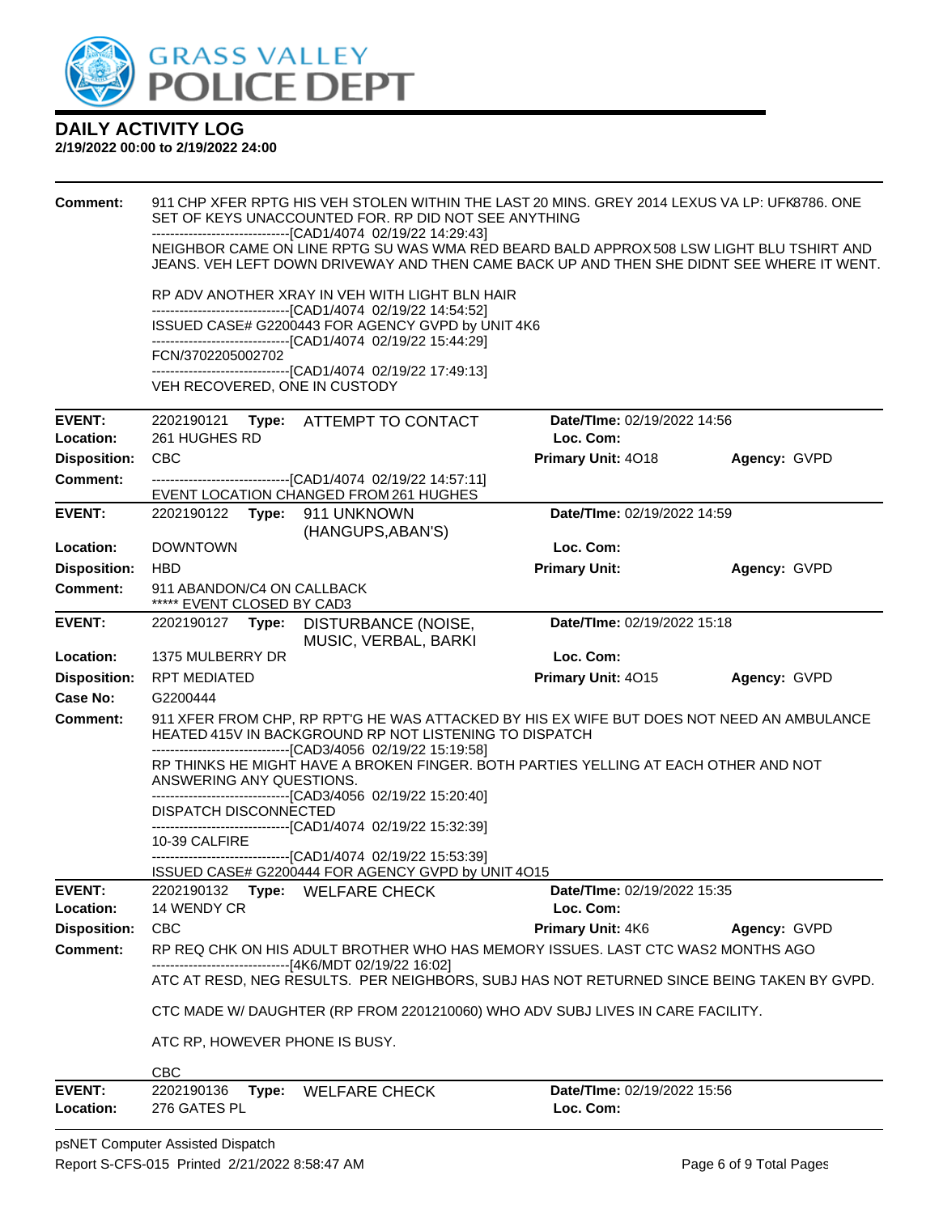**DAILY ACTIVITY LOG**
**2/19/2022 00:00 to 2/19/2022 24:00**

**Comment:** 911 CHP XFER RPTG HIS VEH STOLEN WITHIN THE LAST 20 MINS. GREY 2014 LEXUS VA LP: UFK8786. ONE SET OF KEYS UNACCOUNTED FOR. RP DID NOT SEE ANYTHING
------------------------------[CAD1/4074 02/19/22 14:29:43]
NEIGHBOR CAME ON LINE RPTG SU WAS WMA RED BEARD BALD APPROX 508 LSW LIGHT BLU TSHIRT AND JEANS. VEH LEFT DOWN DRIVEWAY AND THEN CAME BACK UP AND THEN SHE DIDNT SEE WHERE IT WENT.

RP ADV ANOTHER XRAY IN VEH WITH LIGHT BLN HAIR
------------------------------[CAD1/4074 02/19/22 14:54:52]
ISSUED CASE# G2200443 FOR AGENCY GVPD by UNIT 4K6
------------------------------[CAD1/4074 02/19/22 15:44:29]
FCN/3702205002702
------------------------------[CAD1/4074 02/19/22 17:49:13]
VEH RECOVERED, ONE IN CUSTODY

---

**EVENT:** 2202190121 **Type:** ATTEMPT TO CONTACT **Date/TIme:** 02/19/2022 14:56
**Location:** 261 HUGHES RD **Loc. Com:**
**Disposition:** CBC **Primary Unit:** 4O18 **Agency:** GVPD
**Comment:** ------------------------------[CAD1/4074 02/19/22 14:57:11]
EVENT LOCATION CHANGED FROM 261 HUGHES

---

**EVENT:** 2202190122 **Type:** 911 UNKNOWN (HANGUPS,ABAN'S) **Date/TIme:** 02/19/2022 14:59
**Location:** DOWNTOWN **Loc. Com:**
**Disposition:** HBD **Primary Unit:** **Agency:** GVPD
**Comment:** 911 ABANDON/C4 ON CALLBACK
***** EVENT CLOSED BY CAD3

---

**EVENT:** 2202190127 **Type:** DISTURBANCE (NOISE, MUSIC, VERBAL, BARKI **Date/TIme:** 02/19/2022 15:18
**Location:** 1375 MULBERRY DR **Loc. Com:**
**Disposition:** RPT MEDIATED **Primary Unit:** 4O15 **Agency:** GVPD
**Case No:** G2200444
**Comment:** 911 XFER FROM CHP, RP RPT'G HE WAS ATTACKED BY HIS EX WIFE BUT DOES NOT NEED AN AMBULANCE HEATED 415V IN BACKGROUND RP NOT LISTENING TO DISPATCH
------------------------------[CAD3/4056 02/19/22 15:19:58]
RP THINKS HE MIGHT HAVE A BROKEN FINGER. BOTH PARTIES YELLING AT EACH OTHER AND NOT ANSWERING ANY QUESTIONS.
------------------------------[CAD3/4056 02/19/22 15:20:40]
DISPATCH DISCONNECTED
------------------------------[CAD1/4074 02/19/22 15:32:39]
10-39 CALFIRE
------------------------------[CAD1/4074 02/19/22 15:53:39]
ISSUED CASE# G2200444 FOR AGENCY GVPD by UNIT 4O15

---

**EVENT:** 2202190132 **Type:** WELFARE CHECK **Date/TIme:** 02/19/2022 15:35
**Location:** 14 WENDY CR **Loc. Com:**
**Disposition:** CBC **Primary Unit:** 4K6 **Agency:** GVPD
**Comment:** RP REQ CHK ON HIS ADULT BROTHER WHO HAS MEMORY ISSUES. LAST CTC WAS2 MONTHS AGO
------------------------------[4K6/MDT 02/19/22 16:02]
ATC AT RESD, NEG RESULTS. PER NEIGHBORS, SUBJ HAS NOT RETURNED SINCE BEING TAKEN BY GVPD.

CTC MADE W/ DAUGHTER (RP FROM 2201210060) WHO ADV SUBJ LIVES IN CARE FACILITY.

ATC RP, HOWEVER PHONE IS BUSY.

CBC

---

**EVENT:** 2202190136 **Type:** WELFARE CHECK **Date/TIme:** 02/19/2022 15:56
**Location:** 276 GATES PL **Loc. Com:**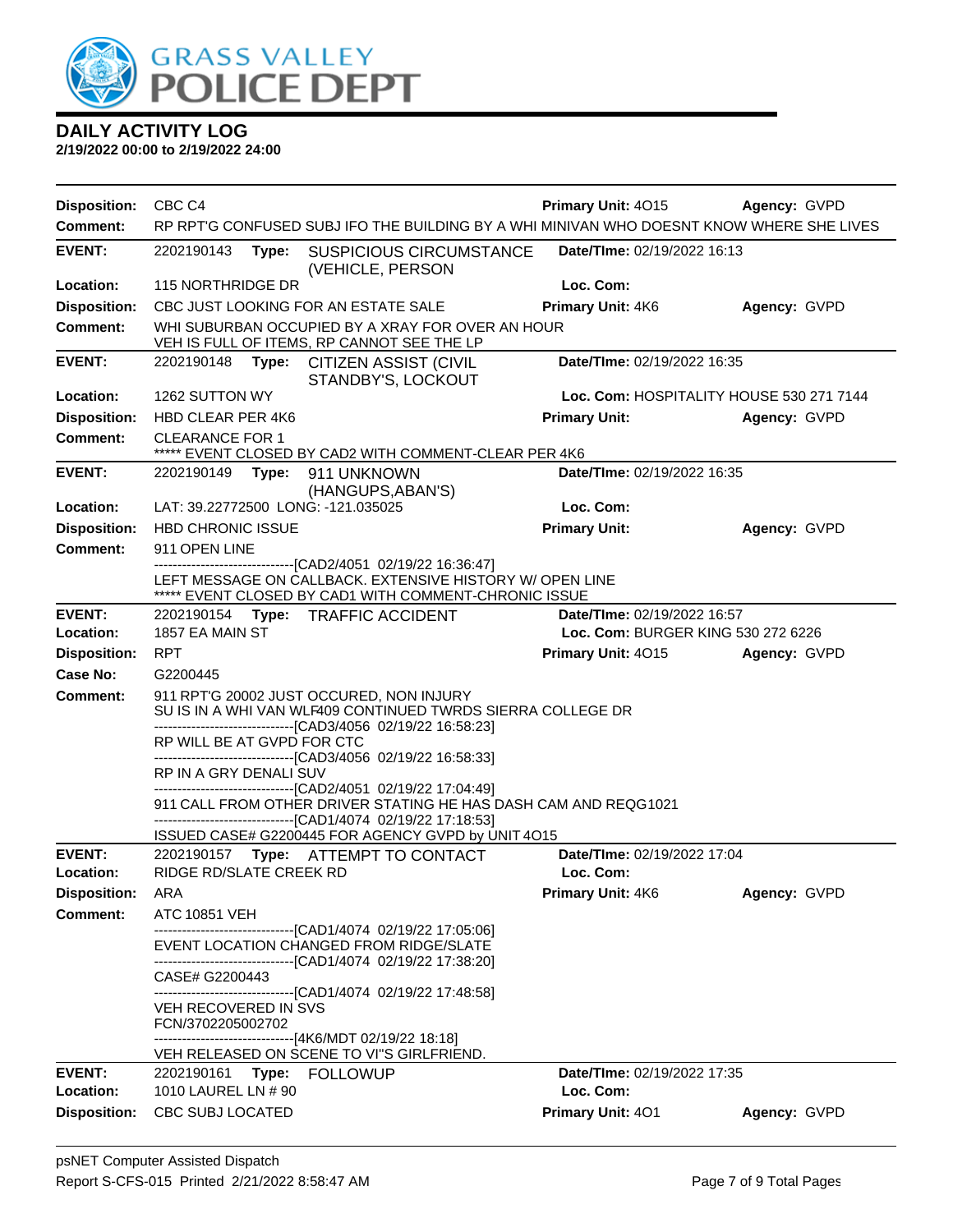# DAILY ACTIVITY LOG

**2/19/2022 00:00 to 2/19/2022 24:00**

**Disposition:** CBC C4 | **Primary Unit:** 4O15 | **Agency:** GVPD
**Comment:** RP RPT'G CONFUSED SUBJ IFO THE BUILDING BY A WHI MINIVAN WHO DOESNT KNOW WHERE SHE LIVES

---

**EVENT:** 2202190143 **Type:** SUSPICIOUS CIRCUMSTANCE (VEHICLE, PERSON | **Date/TIme:** 02/19/2022 16:13
**Location:** 115 NORTHRIDGE DR | **Loc. Com:**
**Disposition:** CBC JUST LOOKING FOR AN ESTATE SALE | **Primary Unit:** 4K6 | **Agency:** GVPD
**Comment:** WHI SUBURBAN OCCUPIED BY A XRAY FOR OVER AN HOUR
VEH IS FULL OF ITEMS, RP CANNOT SEE THE LP

---

**EVENT:** 2202190148 **Type:** CITIZEN ASSIST (CIVIL STANDBY'S, LOCKOUT | **Date/TIme:** 02/19/2022 16:35
**Location:** 1262 SUTTON WY | **Loc. Com:** HOSPITALITY HOUSE 530 271 7144
**Disposition:** HBD CLEAR PER 4K6 | **Primary Unit:** | **Agency:** GVPD
**Comment:** CLEARANCE FOR 1
***** EVENT CLOSED BY CAD2 WITH COMMENT-CLEAR PER 4K6

---

**EVENT:** 2202190149 **Type:** 911 UNKNOWN (HANGUPS,ABAN'S) | **Date/TIme:** 02/19/2022 16:35
**Location:** LAT: 39.22772500 LONG: -121.035025 | **Loc. Com:**
**Disposition:** HBD CHRONIC ISSUE | **Primary Unit:** | **Agency:** GVPD
**Comment:** 911 OPEN LINE
------------------------------[CAD2/4051 02/19/22 16:36:47]
LEFT MESSAGE ON CALLBACK. EXTENSIVE HISTORY W/ OPEN LINE
***** EVENT CLOSED BY CAD1 WITH COMMENT-CHRONIC ISSUE

---

**EVENT:** 2202190154 **Type:** TRAFFIC ACCIDENT | **Date/TIme:** 02/19/2022 16:57
**Location:** 1857 EA MAIN ST | **Loc. Com:** BURGER KING 530 272 6226
**Disposition:** RPT | **Primary Unit:** 4O15 | **Agency:** GVPD
**Case No:** G2200445
**Comment:** 911 RPT'G 20002 JUST OCCURED, NON INJURY
SU IS IN A WHI VAN WLF409 CONTINUED TWRDS SIERRA COLLEGE DR
------------------------------[CAD3/4056 02/19/22 16:58:23]
RP WILL BE AT GVPD FOR CTC
------------------------------[CAD3/4056 02/19/22 16:58:33]
RP IN A GRY DENALI SUV
------------------------------[CAD2/4051 02/19/22 17:04:49]
911 CALL FROM OTHER DRIVER STATING HE HAS DASH CAM AND REQG1021
------------------------------[CAD1/4074 02/19/22 17:18:53]
ISSUED CASE# G2200445 FOR AGENCY GVPD by UNIT 4O15

---

**EVENT:** 2202190157 **Type:** ATTEMPT TO CONTACT | **Date/TIme:** 02/19/2022 17:04
**Location:** RIDGE RD/SLATE CREEK RD | **Loc. Com:**
**Disposition:** ARA | **Primary Unit:** 4K6 | **Agency:** GVPD
**Comment:** ATC 10851 VEH
------------------------------[CAD1/4074 02/19/22 17:05:06]
EVENT LOCATION CHANGED FROM RIDGE/SLATE
------------------------------[CAD1/4074 02/19/22 17:38:20]
CASE# G2200443
------------------------------[CAD1/4074 02/19/22 17:48:58]
VEH RECOVERED IN SVS
FCN/3702205002702
------------------------------[4K6/MDT 02/19/22 18:18]
VEH RELEASED ON SCENE TO VI"S GIRLFRIEND.

---

**EVENT:** 2202190161 **Type:** FOLLOWUP | **Date/TIme:** 02/19/2022 17:35
**Location:** 1010 LAUREL LN # 90 | **Loc. Com:**
**Disposition:** CBC SUBJ LOCATED | **Primary Unit:** 4O1 | **Agency:** GVPD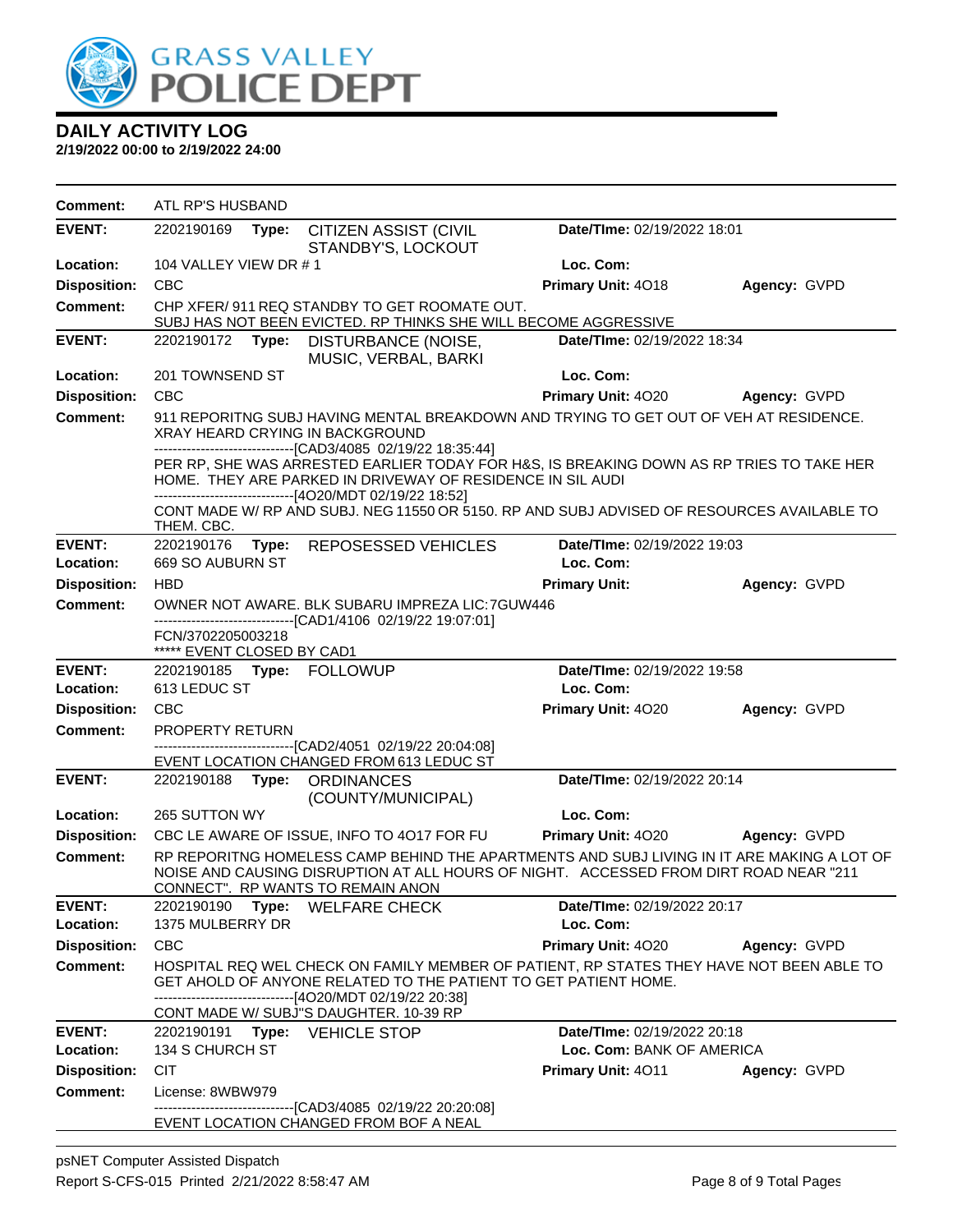# DAILY ACTIVITY LOG

**2/19/2022 00:00 to 2/19/2022 24:00**

**Comment:** ATL RP'S HUSBAND

---

**EVENT:** 2202190169 **Type:** CITIZEN ASSIST (CIVIL STANDBY'S, LOCKOUT **Date/TIme:** 02/19/2022 18:01
**Location:** 104 VALLEY VIEW DR # 1 **Loc. Com:**
**Disposition:** CBC **Primary Unit:** 4O18 **Agency:** GVPD
**Comment:** CHP XFER/ 911 REQ STANDBY TO GET ROOMATE OUT.
SUBJ HAS NOT BEEN EVICTED. RP THINKS SHE WILL BECOME AGGRESSIVE

---

**EVENT:** 2202190172 **Type:** DISTURBANCE (NOISE, MUSIC, VERBAL, BARKI **Date/TIme:** 02/19/2022 18:34
**Location:** 201 TOWNSEND ST **Loc. Com:**
**Disposition:** CBC **Primary Unit:** 4O20 **Agency:** GVPD
**Comment:** 911 REPORITNG SUBJ HAVING MENTAL BREAKDOWN AND TRYING TO GET OUT OF VEH AT RESIDENCE. XRAY HEARD CRYING IN BACKGROUND
------------------------------[CAD3/4085 02/19/22 18:35:44]
PER RP, SHE WAS ARRESTED EARLIER TODAY FOR H&S, IS BREAKING DOWN AS RP TRIES TO TAKE HER HOME. THEY ARE PARKED IN DRIVEWAY OF RESIDENCE IN SIL AUDI
------------------------------[4O20/MDT 02/19/22 18:52]
CONT MADE W/ RP AND SUBJ. NEG 11550 OR 5150. RP AND SUBJ ADVISED OF RESOURCES AVAILABLE TO THEM. CBC.

---

**EVENT:** 2202190176 **Type:** REPOSESSED VEHICLES **Date/TIme:** 02/19/2022 19:03
**Location:** 669 SO AUBURN ST **Loc. Com:**
**Disposition:** HBD **Primary Unit:** **Agency:** GVPD
**Comment:** OWNER NOT AWARE. BLK SUBARU IMPREZA LIC:7GUW446
------------------------------[CAD1/4106 02/19/22 19:07:01]
FCN/3702205003218
***** EVENT CLOSED BY CAD1

---

**EVENT:** 2202190185 **Type:** FOLLOWUP **Date/TIme:** 02/19/2022 19:58
**Location:** 613 LEDUC ST **Loc. Com:**
**Disposition:** CBC **Primary Unit:** 4O20 **Agency:** GVPD
**Comment:** PROPERTY RETURN
------------------------------[CAD2/4051 02/19/22 20:04:08]
EVENT LOCATION CHANGED FROM 613 LEDUC ST

---

**EVENT:** 2202190188 **Type:** ORDINANCES (COUNTY/MUNICIPAL) **Date/TIme:** 02/19/2022 20:14
**Location:** 265 SUTTON WY **Loc. Com:**
**Disposition:** CBC LE AWARE OF ISSUE, INFO TO 4O17 FOR FU **Primary Unit:** 4O20 **Agency:** GVPD
**Comment:** RP REPORITNG HOMELESS CAMP BEHIND THE APARTMENTS AND SUBJ LIVING IN IT ARE MAKING A LOT OF NOISE AND CAUSING DISRUPTION AT ALL HOURS OF NIGHT. ACCESSED FROM DIRT ROAD NEAR "211 CONNECT". RP WANTS TO REMAIN ANON

---

**EVENT:** 2202190190 **Type:** WELFARE CHECK **Date/TIme:** 02/19/2022 20:17
**Location:** 1375 MULBERRY DR **Loc. Com:**
**Disposition:** CBC **Primary Unit:** 4O20 **Agency:** GVPD
**Comment:** HOSPITAL REQ WEL CHECK ON FAMILY MEMBER OF PATIENT, RP STATES THEY HAVE NOT BEEN ABLE TO GET AHOLD OF ANYONE RELATED TO THE PATIENT TO GET PATIENT HOME.
------------------------------[4O20/MDT 02/19/22 20:38]
CONT MADE W/ SUBJ"S DAUGHTER. 10-39 RP

---

**EVENT:** 2202190191 **Type:** VEHICLE STOP **Date/TIme:** 02/19/2022 20:18
**Location:** 134 S CHURCH ST **Loc. Com:** BANK OF AMERICA
**Disposition:** CIT **Primary Unit:** 4O11 **Agency:** GVPD
**Comment:** License: 8WBW979
------------------------------[CAD3/4085 02/19/22 20:20:08]
EVENT LOCATION CHANGED FROM BOF A NEAL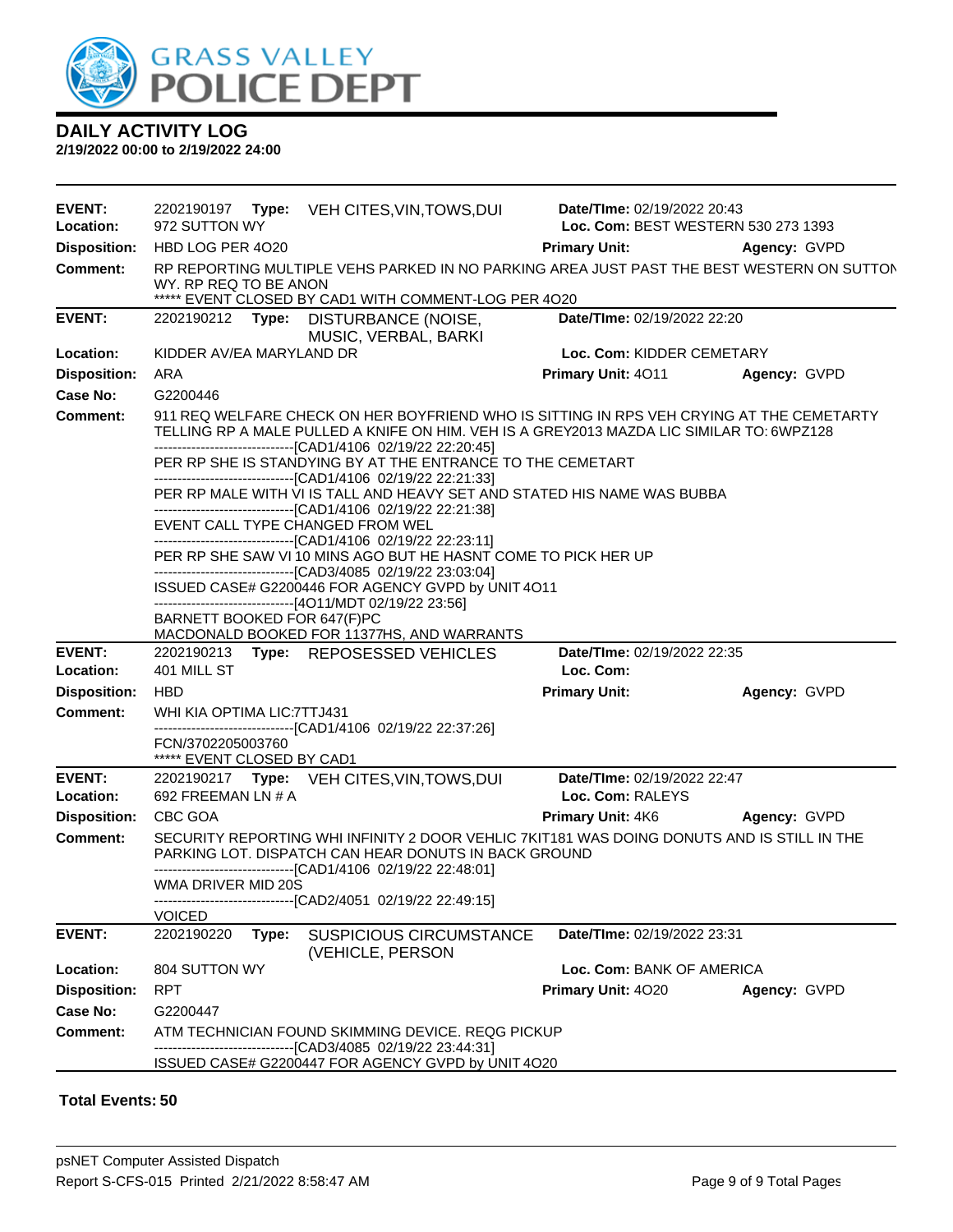# DAILY ACTIVITY LOG

**2/19/2022 00:00 to 2/19/2022 24:00**

| | | | |
|---|---|---|---|
| **EVENT:** | 2202190197 **Type:** VEH CITES,VIN,TOWS,DUI | **Date/TIme:** 02/19/2022 20:43 | |
| **Location:** | 972 SUTTON WY | **Loc. Com:** BEST WESTERN 530 273 1393 | |
| **Disposition:** | HBD LOG PER 4O20 | **Primary Unit:** | **Agency:** GVPD |
| **Comment:** | RP REPORTING MULTIPLE VEHS PARKED IN NO PARKING AREA JUST PAST THE BEST WESTERN ON SUTTON WY. RP REQ TO BE ANON<br>***** EVENT CLOSED BY CAD1 WITH COMMENT-LOG PER 4O20 | | |

| | | | |
|---|---|---|---|
| **EVENT:** | 2202190212 **Type:** DISTURBANCE (NOISE, MUSIC, VERBAL, BARKI | **Date/TIme:** 02/19/2022 22:20 | |
| **Location:** | KIDDER AV/EA MARYLAND DR | **Loc. Com:** KIDDER CEMETARY | |
| **Disposition:** | ARA | **Primary Unit:** 4O11 | **Agency:** GVPD |
| **Case No:** | G2200446 | | |
| **Comment:** | 911 REQ WELFARE CHECK ON HER BOYFRIEND WHO IS SITTING IN RPS VEH CRYING AT THE CEMETARTY TELLING RP A MALE PULLED A KNIFE ON HIM. VEH IS A GREY2013 MAZDA LIC SIMILAR TO: 6WPZ128<br>-------------------------------[CAD1/4106 02/19/22 22:20:45]<br>PER RP SHE IS STANDYING BY AT THE ENTRANCE TO THE CEMETART<br>-------------------------------[CAD1/4106 02/19/22 22:21:33]<br>PER RP MALE WITH VI IS TALL AND HEAVY SET AND STATED HIS NAME WAS BUBBA<br>-------------------------------[CAD1/4106 02/19/22 22:21:38]<br>EVENT CALL TYPE CHANGED FROM WEL<br>-------------------------------[CAD1/4106 02/19/22 22:23:11]<br>PER RP SHE SAW VI 10 MINS AGO BUT HE HASNT COME TO PICK HER UP<br>-------------------------------[CAD3/4085 02/19/22 23:03:04]<br>ISSUED CASE# G2200446 FOR AGENCY GVPD by UNIT 4O11<br>-------------------------------[4O11/MDT 02/19/22 23:56]<br>BARNETT BOOKED FOR 647(F)PC<br>MACDONALD BOOKED FOR 11377HS, AND WARRANTS | | |

| | | | |
|---|---|---|---|
| **EVENT:** | 2202190213 **Type:** REPOSESSED VEHICLES | **Date/TIme:** 02/19/2022 22:35 | |
| **Location:** | 401 MILL ST | **Loc. Com:** | |
| **Disposition:** | HBD | **Primary Unit:** | **Agency:** GVPD |
| **Comment:** | WHI KIA OPTIMA LIC:7TTJ431<br>-------------------------------[CAD1/4106 02/19/22 22:37:26]<br>FCN/3702205003760<br>***** EVENT CLOSED BY CAD1 | | |

| | | | |
|---|---|---|---|
| **EVENT:** | 2202190217 **Type:** VEH CITES,VIN,TOWS,DUI | **Date/TIme:** 02/19/2022 22:47 | |
| **Location:** | 692 FREEMAN LN # A | **Loc. Com:** RALEYS | |
| **Disposition:** | CBC GOA | **Primary Unit:** 4K6 | **Agency:** GVPD |
| **Comment:** | SECURITY REPORTING WHI INFINITY 2 DOOR VEHLIC 7KIT181 WAS DOING DONUTS AND IS STILL IN THE PARKING LOT. DISPATCH CAN HEAR DONUTS IN BACK GROUND<br>-------------------------------[CAD1/4106 02/19/22 22:48:01]<br>WMA DRIVER MID 20S<br>-------------------------------[CAD2/4051 02/19/22 22:49:15]<br>VOICED | | |

| | | | |
|---|---|---|---|
| **EVENT:** | 2202190220 **Type:** SUSPICIOUS CIRCUMSTANCE (VEHICLE, PERSON | **Date/TIme:** 02/19/2022 23:31 | |
| **Location:** | 804 SUTTON WY | **Loc. Com:** BANK OF AMERICA | |
| **Disposition:** | RPT | **Primary Unit:** 4O20 | **Agency:** GVPD |
| **Case No:** | G2200447 | | |
| **Comment:** | ATM TECHNICIAN FOUND SKIMMING DEVICE. REQG PICKUP<br>-------------------------------[CAD3/4085 02/19/22 23:44:31]<br>ISSUED CASE# G2200447 FOR AGENCY GVPD by UNIT 4O20 | | |

**Total Events: 50**